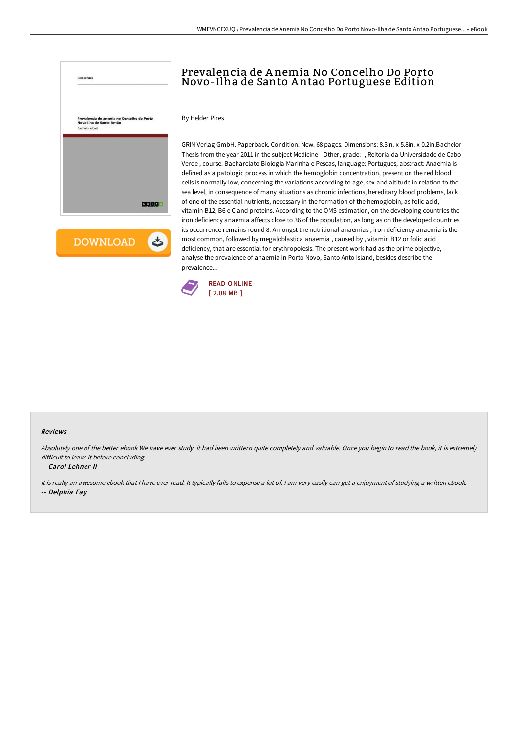# Prevalencia de Anemia No Concelho Do Porto Novo-Ilha de Santo Antao Portuguese Edition

By Helder Pires

GRIN Verlag GmbH. Paperback. Condition: New. 68 pages. Dimensions: 8.3in. x 5.8in. x 0.2in.Bachelor Thesis from the year 2011 in the subject Medicine - Other, grade: -, Reitoria da Universidade de Cabo Verde , course: Bacharelato Biologia Marinha e Pescas, language: Portugues, abstract: Anaemia is defined as a patologic process in which the hemoglobin concentration, present on the red blood cells is normally low, concerning the variations according to age, sex and altitude in relation to the sea level, in consequence of many situations as chronic infections, hereditary blood problems, lack of one of the essential nutrients, necessary in the formation of the hemoglobin, as folic acid, vitamin B12, B6 e C and proteins. According to the OMS estimation, on the developing countries the iron deficiency anaemia affects close to 36 of the population, as long as on the developed countries its occurrence remains round 8. Amongst the nutritional anaemias , iron deficiency anaemia is the most common, followed by megaloblastica anaemia , caused by , vitamin B12 or folic acid deficiency, that are essential for erythropoiesis. The present work had as the prime objective, analyse the prevalence of anaemia in Porto Novo, Santo Anto Island, besides describe the prevalence...

READ ONLINE
[ 2.08 MB ]

## Reviews

*Absolutely one of the better ebook We have ever study. it had been writtern quite completely and valuable. Once you begin to read the book, it is extremely difficult to leave it before concluding.*

-- *Carol Lehner II*

*It is really an awesome ebook that I have ever read. It typically fails to expense a lot of. I am very easily can get a enjoyment of studying a written ebook.*

-- *Delphia Fay*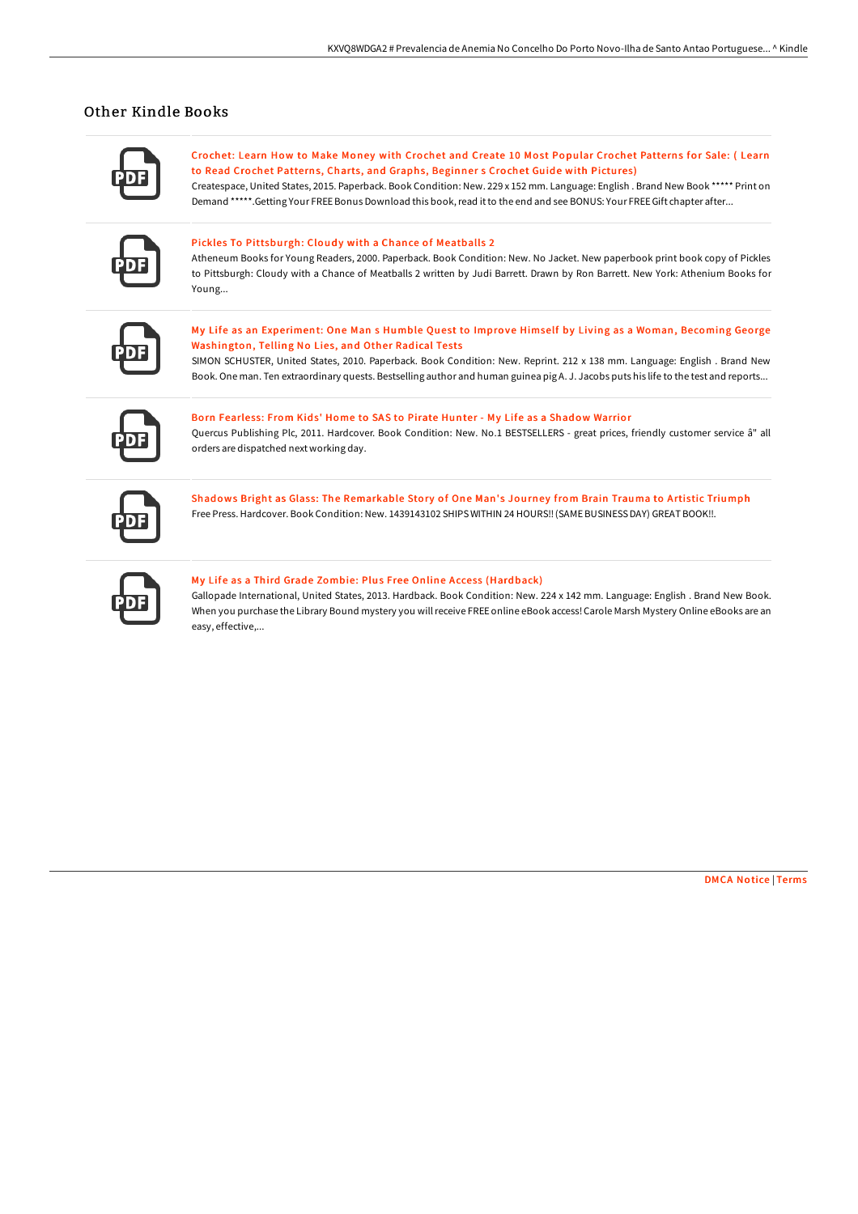## Other Kindle Books

**Crochet: Learn How to Make Money with Crochet and Create 10 Most Popular Crochet Patterns for Sale: ( Learn to Read Crochet Patterns, Charts, and Graphs, Beginner s Crochet Guide with Pictures)**

Createspace, United States, 2015. Paperback. Book Condition: New. 229 x 152 mm. Language: English . Brand New Book ***** Print on Demand *****.Getting Your FREE Bonus Download this book, read it to the end and see BONUS: Your FREE Gift chapter after...

**Pickles To Pittsburgh: Cloudy with a Chance of Meatballs 2**

Atheneum Books for Young Readers, 2000. Paperback. Book Condition: New. No Jacket. New paperbook print book copy of Pickles to Pittsburgh: Cloudy with a Chance of Meatballs 2 written by Judi Barrett. Drawn by Ron Barrett. New York: Athenium Books for Young...

**My Life as an Experiment: One Man s Humble Quest to Improve Himself by Living as a Woman, Becoming George Washington, Telling No Lies, and Other Radical Tests**

SIMON SCHUSTER, United States, 2010. Paperback. Book Condition: New. Reprint. 212 x 138 mm. Language: English . Brand New Book. One man. Ten extraordinary quests. Bestselling author and human guinea pig A. J. Jacobs puts his life to the test and reports...

**Born Fearless: From Kids' Home to SAS to Pirate Hunter - My Life as a Shadow Warrior**

Quercus Publishing Plc, 2011. Hardcover. Book Condition: New. No.1 BESTSELLERS - great prices, friendly customer service â" all orders are dispatched next working day.

**Shadows Bright as Glass: The Remarkable Story of One Man's Journey from Brain Trauma to Artistic Triumph**

Free Press. Hardcover. Book Condition: New. 1439143102 SHIPS WITHIN 24 HOURS!! (SAME BUSINESS DAY) GREAT BOOK!!.

**My Life as a Third Grade Zombie: Plus Free Online Access (Hardback)**

Gallopade International, United States, 2013. Hardback. Book Condition: New. 224 x 142 mm. Language: English . Brand New Book. When you purchase the Library Bound mystery you will receive FREE online eBook access! Carole Marsh Mystery Online eBooks are an easy, effective,...